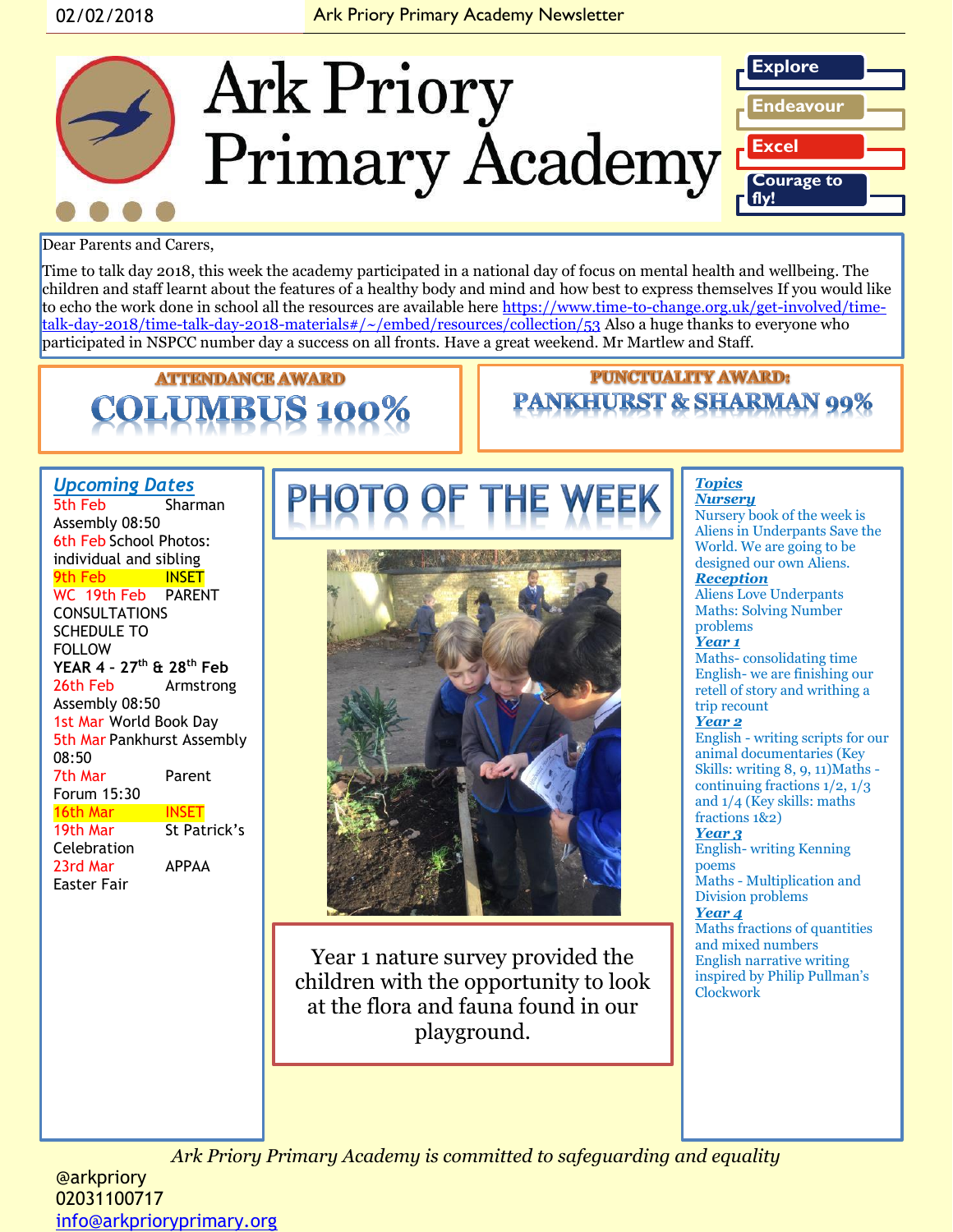02/02/2018 Ark Priory Primary Academy Newsletter

# Ark Priory Primary Academy

Explore

Endeavour

Excel

Courage to fly!

Dear Parents and Carers,

Time to talk day 2018, this week the academy participated in a national day of focus on mental health and wellbeing. The children and staff learnt about the features of a healthy body and mind and how best to express themselves If you would like to echo the work done in school all the resources are available here [https://www.time-to-change.org.uk/get-involved/time-talk-day-2018/time-talk-day-2018-materials#/~/embed/resources/collection/53](https://www.time-to-change.org.uk/get-involved/time-talk-day-2018/time-talk-day-2018-materials#/~/embed/resources/collection/53) Also a huge thanks to everyone who participated in NSPCC number day a success on all fronts. Have a great weekend. Mr Martlew and Staff.

## ATTENDANCE AWARD

**COLUMBUS 100%**

## PUNCTUALITY AWARD:

**PANKHURST & SHARMAN 99%**

## *Upcoming Dates*

5th Feb Sharman Assembly 08:50

6th Feb School Photos: individual and sibling

9th Feb INSET

WC 19th Feb PARENT CONSULTATIONS SCHEDULE TO FOLLOW

**YEAR 4 - 27th & 28th Feb**

26th Feb Armstrong Assembly 08:50

1st Mar World Book Day

5th Mar Pankhurst Assembly 08:50

7th Mar Parent Forum 15:30

16th Mar INSET

19th Mar St Patrick's Celebration

23rd Mar APPAA Easter Fair

## PHOTO OF THE WEEK

Year 1 nature survey provided the children with the opportunity to look at the flora and fauna found in our playground.

## *Topics*

***Nursery***

Nursery book of the week is Aliens in Underpants Save the World. We are going to be designed our own Aliens.

***Reception***

Aliens Love Underpants

Maths: Solving Number problems

***Year 1***

Maths- consolidating time

English- we are finishing our retell of story and writhing a trip recount

***Year 2***

English - writing scripts for our animal documentaries (Key Skills: writing 8, 9, 11)Maths - continuing fractions 1/2, 1/3 and 1/4 (Key skills: maths fractions 1&2)

***Year 3***

English- writing Kenning poems

Maths - Multiplication and Division problems

***Year 4***

Maths fractions of quantities and mixed numbers

English narrative writing inspired by Philip Pullman's Clockwork

*Ark Priory Primary Academy is committed to safeguarding and equality*

@arkpriory

02031100717

[info@arkprioryprimary.org](mailto:info@arkprioryprimary.org)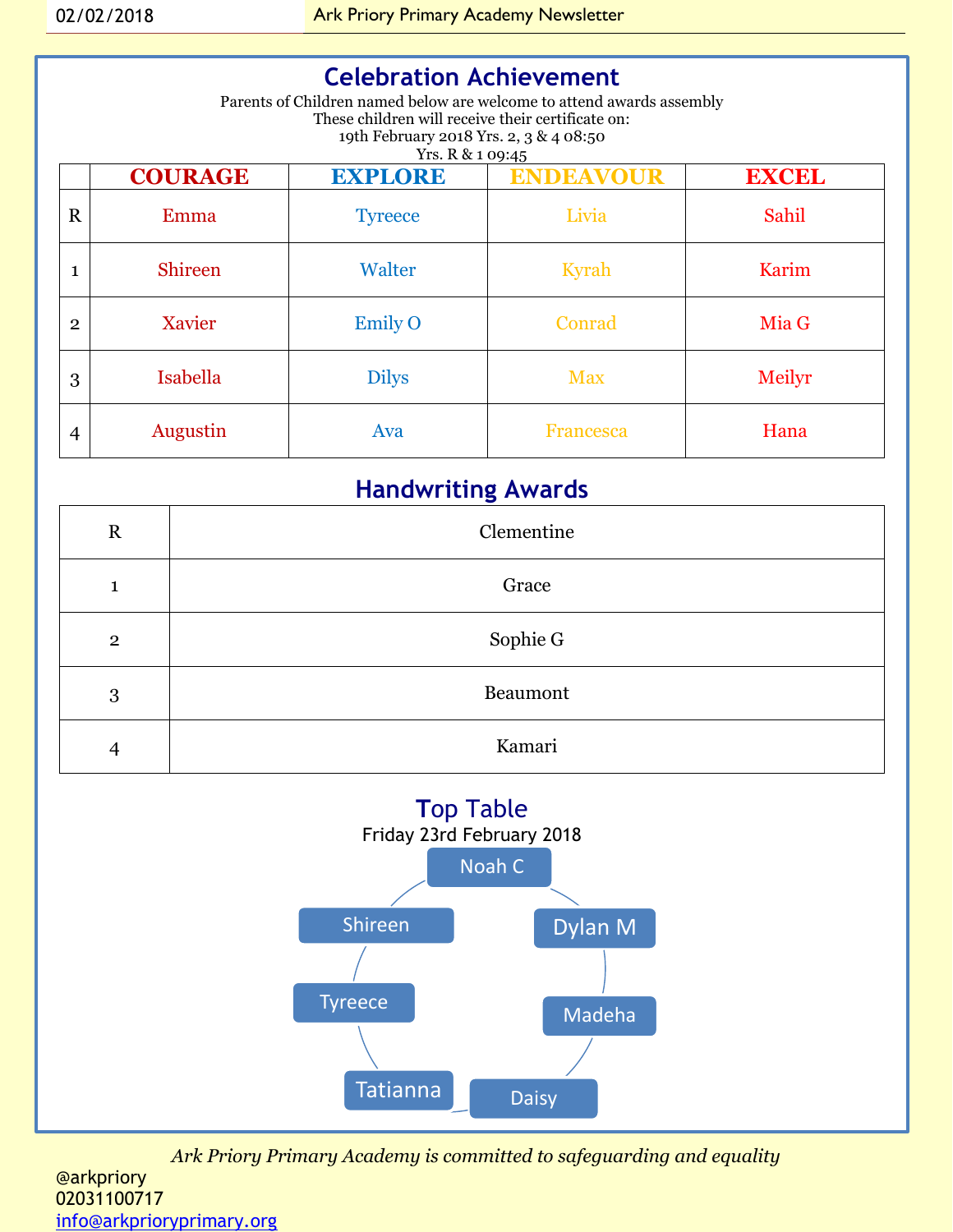## Celebration Achievement

Parents of Children named below are welcome to attend awards assembly
These children will receive their certificate on:
19th February 2018 Yrs. 2, 3 & 4 08:50
Yrs. R & 1 09:45

| | COURAGE | EXPLORE | ENDEAVOUR | EXCEL |
|---|---|---|---|---|
| R | Emma | Tyreece | Livia | Sahil |
| 1 | Shireen | Walter | Kyrah | Karim |
| 2 | Xavier | Emily O | Conrad | Mia G |
| 3 | Isabella | Dilys | Max | Meilyr |
| 4 | Augustin | Ava | Francesca | Hana |

## Handwriting Awards

| | |
|---|---|
| R | Clementine |
| 1 | Grace |
| 2 | Sophie G |
| 3 | Beaumont |
| 4 | Kamari |

## Top Table

Friday 23rd February 2018

- Noah C
- Dylan M
- Madeha
- Daisy
- Tatianna
- Tyreece
- Shireen

*Ark Priory Primary Academy is committed to safeguarding and equality*

@arkpriory
02031100717
info@arkprioryprimary.org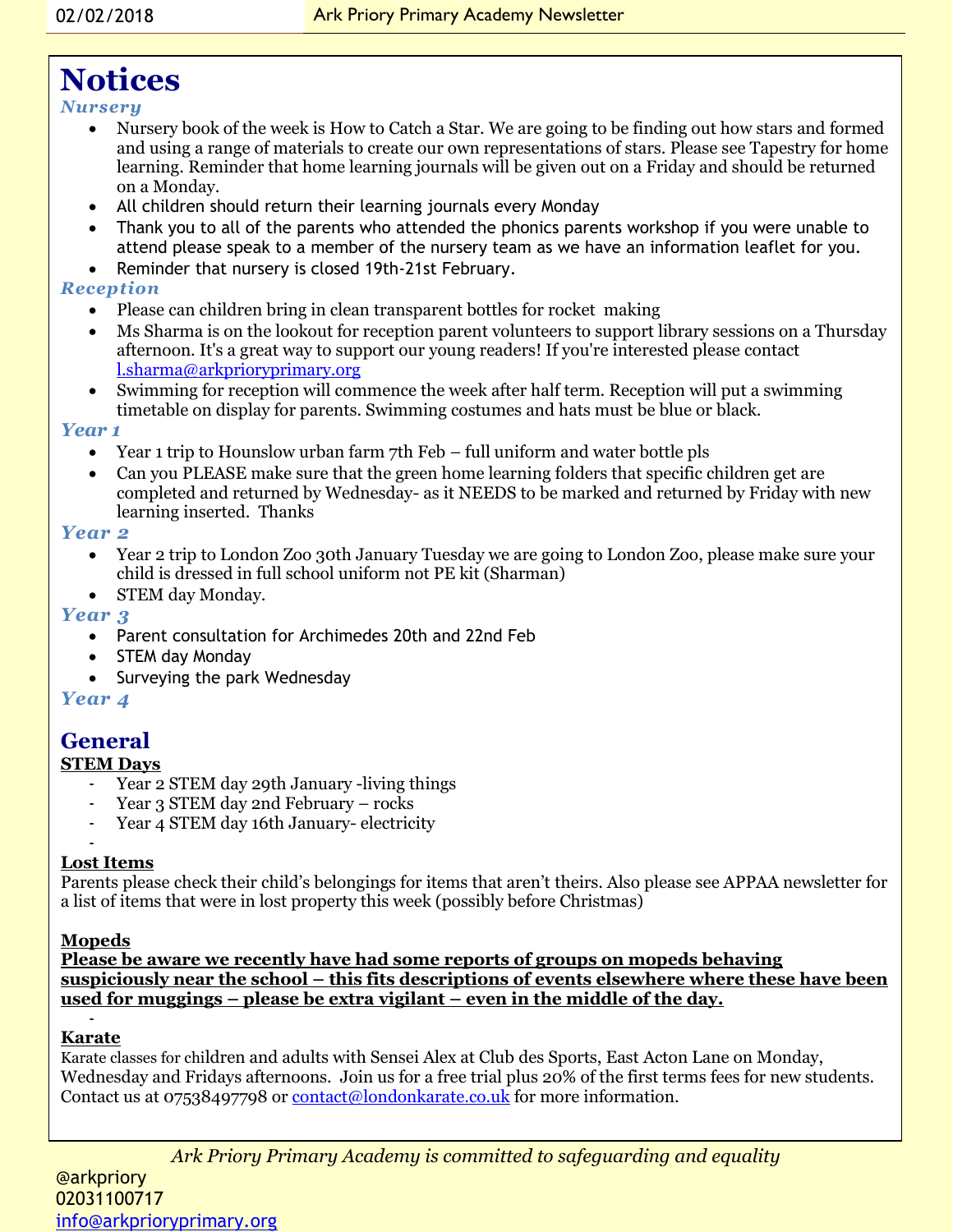# Notices

### *Nursery*

- Nursery book of the week is How to Catch a Star. We are going to be finding out how stars and formed and using a range of materials to create our own representations of stars. Please see Tapestry for home learning. Reminder that home learning journals will be given out on a Friday and should be returned on a Monday.
- All children should return their learning journals every Monday
- Thank you to all of the parents who attended the phonics parents workshop if you were unable to attend please speak to a member of the nursery team as we have an information leaflet for you.
- Reminder that nursery is closed 19th-21st February.

### *Reception*

- Please can children bring in clean transparent bottles for rocket making
- Ms Sharma is on the lookout for reception parent volunteers to support library sessions on a Thursday afternoon. It's a great way to support our young readers! If you're interested please contact l.sharma@arkprioryprimary.org
- Swimming for reception will commence the week after half term. Reception will put a swimming timetable on display for parents. Swimming costumes and hats must be blue or black.

### *Year 1*

- Year 1 trip to Hounslow urban farm 7th Feb – full uniform and water bottle pls
- Can you PLEASE make sure that the green home learning folders that specific children get are completed and returned by Wednesday- as it NEEDS to be marked and returned by Friday with new learning inserted. Thanks

### *Year 2*

- Year 2 trip to London Zoo 30th January Tuesday we are going to London Zoo, please make sure your child is dressed in full school uniform not PE kit (Sharman)
- STEM day Monday.

### *Year 3*

- Parent consultation for Archimedes 20th and 22nd Feb
- STEM day Monday
- Surveying the park Wednesday

### *Year 4*

## General

**STEM Days**

- Year 2 STEM day 29th January -living things
- Year 3 STEM day 2nd February – rocks
- Year 4 STEM day 16th January- electricity

**Lost Items**

Parents please check their child's belongings for items that aren't theirs. Also please see APPAA newsletter for a list of items that were in lost property this week (possibly before Christmas)

**Mopeds**

**Please be aware we recently have had some reports of groups on mopeds behaving suspiciously near the school – this fits descriptions of events elsewhere where these have been used for muggings – please be extra vigilant – even in the middle of the day.**

**Karate**

Karate classes for children and adults with Sensei Alex at Club des Sports, East Acton Lane on Monday, Wednesday and Fridays afternoons. Join us for a free trial plus 20% of the first terms fees for new students. Contact us at 07538497798 or contact@londonkarate.co.uk for more information.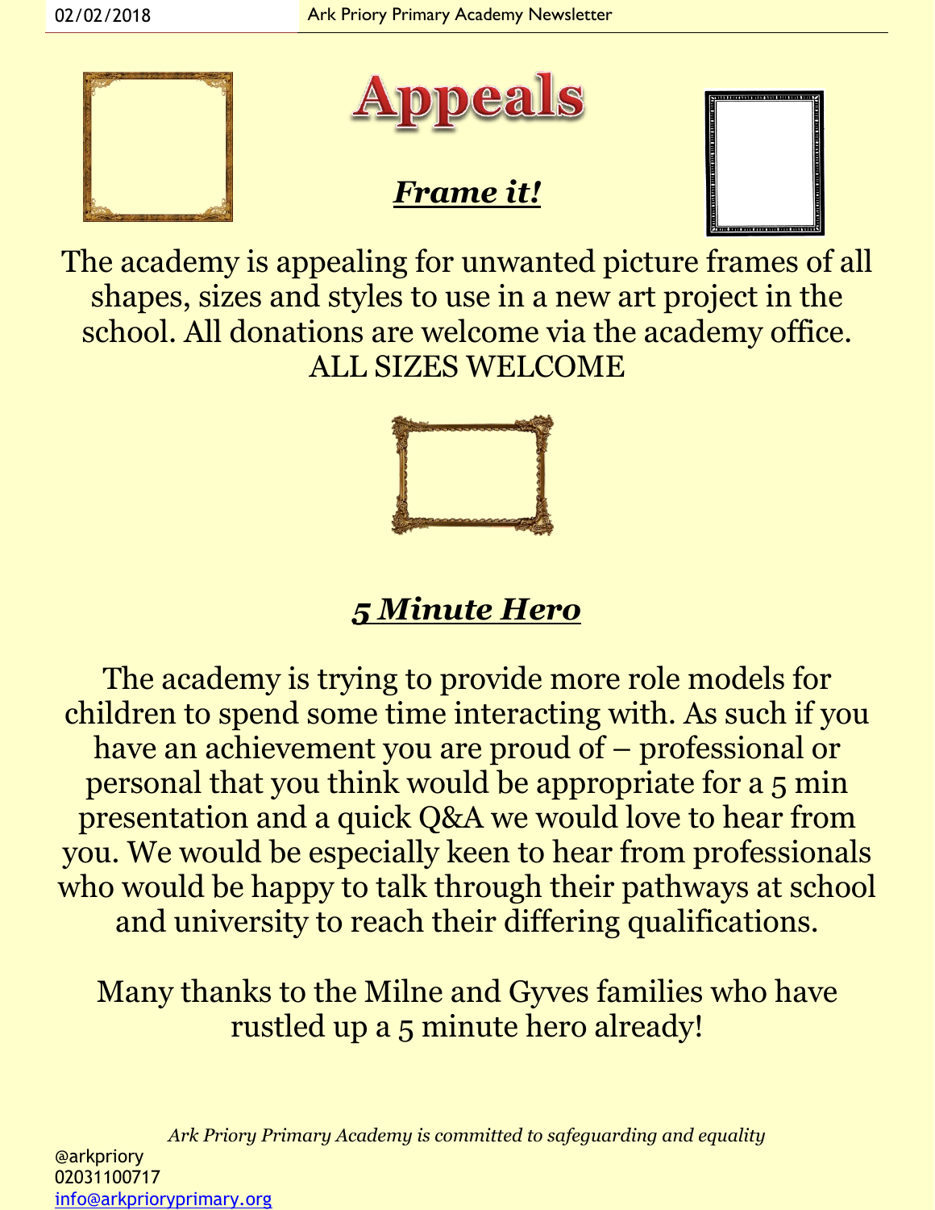# Appeals

## *Frame it!*

The academy is appealing for unwanted picture frames of all shapes, sizes and styles to use in a new art project in the school. All donations are welcome via the academy office.
ALL SIZES WELCOME

## *5 Minute Hero*

The academy is trying to provide more role models for children to spend some time interacting with. As such if you have an achievement you are proud of – professional or personal that you think would be appropriate for a 5 min presentation and a quick Q&A we would love to hear from you. We would be especially keen to hear from professionals who would be happy to talk through their pathways at school and university to reach their differing qualifications.

Many thanks to the Milne and Gyves families who have rustled up a 5 minute hero already!

*Ark Priory Primary Academy is committed to safeguarding and equality*

@arkpriory
02031100717
info@arkprioryprimary.org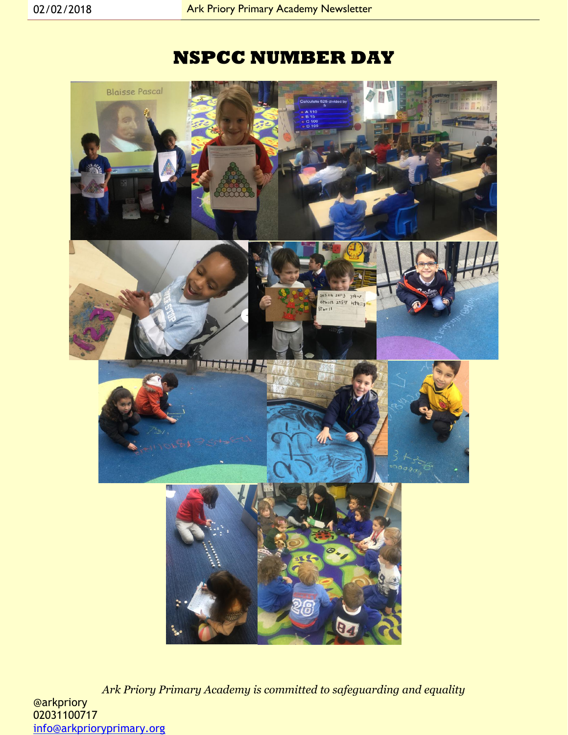# NSPCC NUMBER DAY

*Ark Priory Primary Academy is committed to safeguarding and equality*

@arkpriory
02031100717
info@arkprioryprimary.org